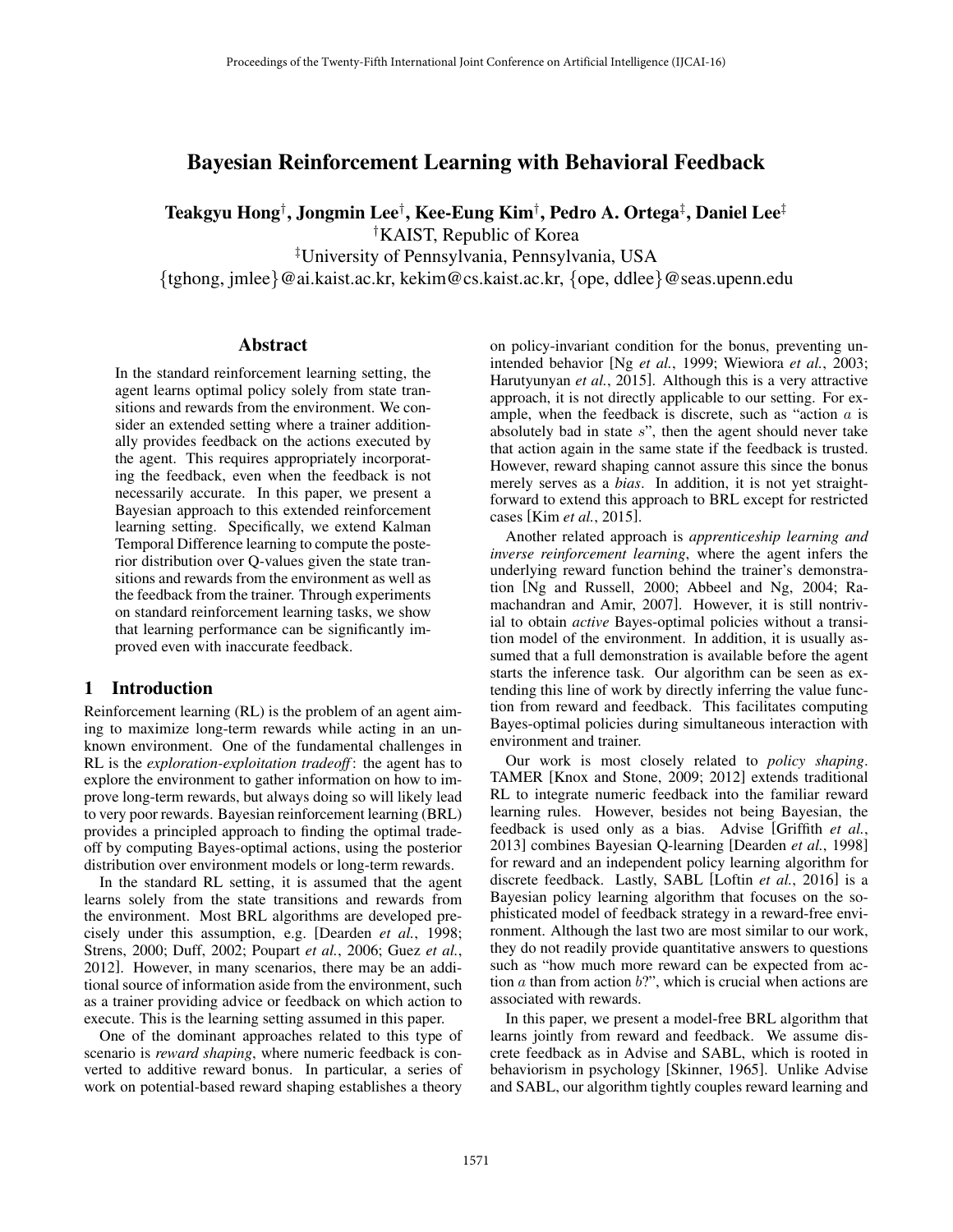# Bayesian Reinforcement Learning with Behavioral Feedback

**Teakgyu Hong[†], Jongmin Lee[†], Kee-Eung Kim[†], Pedro A. Ortega[‡], Daniel Lee[‡]**

[†]KAIST, Republic of Korea

[‡]University of Pennsylvania, Pennsylvania, USA

{tghong, jmlee}@ai.kaist.ac.kr, kekim@cs.kaist.ac.kr, {ope, ddlee}@seas.upenn.edu

## Abstract

In the standard reinforcement learning setting, the agent learns optimal policy solely from state transitions and rewards from the environment. We consider an extended setting where a trainer additionally provides feedback on the actions executed by the agent. This requires appropriately incorporating the feedback, even when the feedback is not necessarily accurate. In this paper, we present a Bayesian approach to this extended reinforcement learning setting. Specifically, we extend Kalman Temporal Difference learning to compute the posterior distribution over Q-values given the state transitions and rewards from the environment as well as the feedback from the trainer. Through experiments on standard reinforcement learning tasks, we show that learning performance can be significantly improved even with inaccurate feedback.

## 1 Introduction

Reinforcement learning (RL) is the problem of an agent aiming to maximize long-term rewards while acting in an unknown environment. One of the fundamental challenges in RL is the *exploration-exploitation tradeoff*: the agent has to explore the environment to gather information on how to improve long-term rewards, but always doing so will likely lead to very poor rewards. Bayesian reinforcement learning (BRL) provides a principled approach to finding the optimal tradeoff by computing Bayes-optimal actions, using the posterior distribution over environment models or long-term rewards.

In the standard RL setting, it is assumed that the agent learns solely from the state transitions and rewards from the environment. Most BRL algorithms are developed precisely under this assumption, e.g. [Dearden *et al.*, 1998; Strens, 2000; Duff, 2002; Poupart *et al.*, 2006; Guez *et al.*, 2012]. However, in many scenarios, there may be an additional source of information aside from the environment, such as a trainer providing advice or feedback on which action to execute. This is the learning setting assumed in this paper.

One of the dominant approaches related to this type of scenario is *reward shaping*, where numeric feedback is converted to additive reward bonus. In particular, a series of work on potential-based reward shaping establishes a theory on policy-invariant condition for the bonus, preventing unintended behavior [Ng *et al.*, 1999; Wiewiora *et al.*, 2003; Harutyunyan *et al.*, 2015]. Although this is a very attractive approach, it is not directly applicable to our setting. For example, when the feedback is discrete, such as "action $a$ is absolutely bad in state $s$", then the agent should never take that action again in the same state if the feedback is trusted. However, reward shaping cannot assure this since the bonus merely serves as a *bias*. In addition, it is not yet straightforward to extend this approach to BRL except for restricted cases [Kim *et al.*, 2015].

Another related approach is *apprenticeship learning and inverse reinforcement learning*, where the agent infers the underlying reward function behind the trainer's demonstration [Ng and Russell, 2000; Abbeel and Ng, 2004; Ramachandran and Amir, 2007]. However, it is still nontrivial to obtain *active* Bayes-optimal policies without a transition model of the environment. In addition, it is usually assumed that a full demonstration is available before the agent starts the inference task. Our algorithm can be seen as extending this line of work by directly inferring the value function from reward and feedback. This facilitates computing Bayes-optimal policies during simultaneous interaction with environment and trainer.

Our work is most closely related to *policy shaping*. TAMER [Knox and Stone, 2009; 2012] extends traditional RL to integrate numeric feedback into the familiar reward learning rules. However, besides not being Bayesian, the feedback is used only as a bias. Advise [Griffith *et al.*, 2013] combines Bayesian Q-learning [Dearden *et al.*, 1998] for reward and an independent policy learning algorithm for discrete feedback. Lastly, SABL [Loftin *et al.*, 2016] is a Bayesian policy learning algorithm that focuses on the sophisticated model of feedback strategy in a reward-free environment. Although the last two are most similar to our work, they do not readily provide quantitative answers to questions such as "how much more reward can be expected from action $a$ than from action $b$?", which is crucial when actions are associated with rewards.

In this paper, we present a model-free BRL algorithm that learns jointly from reward and feedback. We assume discrete feedback as in Advise and SABL, which is rooted in behaviorism in psychology [Skinner, 1965]. Unlike Advise and SABL, our algorithm tightly couples reward learning and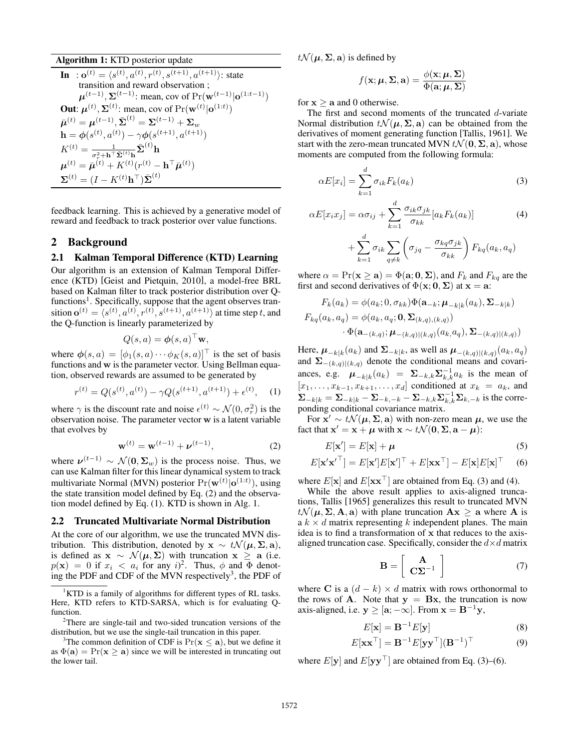**Algorithm 1:** KTD posterior update

**In** : $\mathbf{o}^{(t)} = \langle s^{(t)}, a^{(t)}, r^{(t)}, s^{(t+1)}, a^{(t+1)} \rangle$: state transition and reward observation ;
$\boldsymbol{\mu}^{(t-1)}, \boldsymbol{\Sigma}^{(t-1)}$: mean, cov of $\Pr(\mathbf{w}^{(t-1)}|\mathbf{o}^{(1:t-1)})$
**Out**: $\boldsymbol{\mu}^{(t)}, \boldsymbol{\Sigma}^{(t)}$: mean, cov of $\Pr(\mathbf{w}^{(t)}|\mathbf{o}^{(1:t)})$
$\bar{\boldsymbol{\mu}}^{(t)} = \boldsymbol{\mu}^{(t-1)}, \bar{\boldsymbol{\Sigma}}^{(t)} = \boldsymbol{\Sigma}^{(t-1)} + \boldsymbol{\Sigma}_w$
$\mathbf{h} = \boldsymbol{\phi}(s^{(t)}, a^{(t)}) - \gamma \boldsymbol{\phi}(s^{(t+1)}, a^{(t+1)})$
$K^{(t)} = \frac{1}{\sigma_r^2 + \mathbf{h}^\top \bar{\boldsymbol{\Sigma}}^{(t)} \mathbf{h}} \bar{\boldsymbol{\Sigma}}^{(t)} \mathbf{h}$
$\boldsymbol{\mu}^{(t)} = \bar{\boldsymbol{\mu}}^{(t)} + K^{(t)}(r^{(t)} - \mathbf{h}^\top \bar{\boldsymbol{\mu}}^{(t)})$
$\boldsymbol{\Sigma}^{(t)} = (I - K^{(t)} \mathbf{h}^\top) \bar{\boldsymbol{\Sigma}}^{(t)}$

feedback learning. This is achieved by a generative model of reward and feedback to track posterior over value functions.

## 2 Background

### 2.1 Kalman Temporal Difference (KTD) Learning

Our algorithm is an extension of Kalman Temporal Difference (KTD) [Geist and Pietquin, 2010], a model-free BRL based on Kalman filter to track posterior distribution over Q-functions[1]. Specifically, suppose that the agent observes transition $\mathbf{o}^{(t)} = \langle s^{(t)}, a^{(t)}, r^{(t)}, s^{(t+1)}, a^{(t+1)} \rangle$ at time step $t$, and the Q-function is linearly parameterized by

$$Q(s, a) = \boldsymbol{\phi}(s, a)^\top \mathbf{w},$$

where $\boldsymbol{\phi}(s, a) = [\phi_1(s, a) \cdots \phi_K(s, a)]^\top$ is the set of basis functions and $\mathbf{w}$ is the parameter vector. Using Bellman equation, observed rewards are assumed to be generated by

$$r^{(t)} = Q(s^{(t)}, a^{(t)}) - \gamma Q(s^{(t+1)}, a^{(t+1)}) + \epsilon^{(t)}, \quad (1)$$

where $\gamma$ is the discount rate and noise $\epsilon^{(t)} \sim \mathcal{N}(0, \sigma_r^2)$ is the observation noise. The parameter vector $\mathbf{w}$ is a latent variable that evolves by

$$\mathbf{w}^{(t)} = \mathbf{w}^{(t-1)} + \boldsymbol{\nu}^{(t-1)}, \quad (2)$$

where $\boldsymbol{\nu}^{(t-1)} \sim \mathcal{N}(\mathbf{0}, \boldsymbol{\Sigma}_w)$ is the process noise. Thus, we can use Kalman filter for this linear dynamical system to track multivariate Normal (MVN) posterior $\Pr(\mathbf{w}^{(t)}|\mathbf{o}^{(1:t)})$, using the state transition model defined by Eq. (2) and the observation model defined by Eq. (1). KTD is shown in Alg. 1.

### 2.2 Truncated Multivariate Normal Distribution

At the core of our algorithm, we use the truncated MVN distribution. This distribution, denoted by $\mathbf{x} \sim t\mathcal{N}(\boldsymbol{\mu}, \boldsymbol{\Sigma}, \mathbf{a})$, is defined as $\mathbf{x} \sim \mathcal{N}(\boldsymbol{\mu}, \boldsymbol{\Sigma})$ with truncation $\mathbf{x} \geq \mathbf{a}$ (i.e. $p(\mathbf{x}) = 0$ if $x_i < a_i$ for any $i$)[2]. Thus, $\phi$ and $\Phi$ denoting the PDF and CDF of the MVN respectively[3], the PDF of $t\mathcal{N}(\boldsymbol{\mu}, \boldsymbol{\Sigma}, \mathbf{a})$ is defined by

$$f(\mathbf{x}; \boldsymbol{\mu}, \boldsymbol{\Sigma}, \mathbf{a}) = \frac{\phi(\mathbf{x}; \boldsymbol{\mu}, \boldsymbol{\Sigma})}{\Phi(\mathbf{a}; \boldsymbol{\mu}, \boldsymbol{\Sigma})}$$

for $\mathbf{x} \geq \mathbf{a}$ and 0 otherwise.

The first and second moments of the truncated $d$-variate Normal distribution $t\mathcal{N}(\boldsymbol{\mu}, \boldsymbol{\Sigma}, \mathbf{a})$ can be obtained from the derivatives of moment generating function [Tallis, 1961]. We start with the zero-mean truncated MVN $t\mathcal{N}(\mathbf{0}, \boldsymbol{\Sigma}, \mathbf{a})$, whose moments are computed from the following formula:

$$\alpha E[x_i] = \sum_{k=1}^{d} \sigma_{ik} F_k(a_k) \quad (3)$$

$$\alpha E[x_i x_j] = \alpha \sigma_{ij} + \sum_{k=1}^{d} \frac{\sigma_{ik} \sigma_{jk}}{\sigma_{kk}} [a_k F_k(a_k)] + \sum_{k=1}^{d} \sigma_{ik} \sum_{q \neq k} \left( \sigma_{jq} - \frac{\sigma_{kq} \sigma_{jk}}{\sigma_{kk}} \right) F_{kq}(a_k, a_q) \quad (4)$$

where $\alpha = \Pr(\mathbf{x} \geq \mathbf{a}) = \Phi(\mathbf{a}; \mathbf{0}, \boldsymbol{\Sigma})$, and $F_k$ and $F_{kq}$ are the first and second derivatives of $\Phi(\mathbf{x}; \mathbf{0}, \boldsymbol{\Sigma})$ at $\mathbf{x} = \mathbf{a}$:

$$F_k(a_k) = \phi(a_k; 0, \sigma_{kk}) \Phi(\mathbf{a}_{-k}; \boldsymbol{\mu}_{-k|k}(a_k), \boldsymbol{\Sigma}_{-k|k})$$

$$F_{kq}(a_k, a_q) = \phi(a_k, a_q; \mathbf{0}, \boldsymbol{\Sigma}_{(k,q),(k,q)}) \cdot \Phi(\mathbf{a}_{-(k,q)}; \boldsymbol{\mu}_{-(k,q)|(k,q)}(a_k, a_q), \boldsymbol{\Sigma}_{-(k,q)|(k,q)})$$

Here, $\boldsymbol{\mu}_{-k|k}(a_k)$ and $\boldsymbol{\Sigma}_{-k|k}$, as well as $\boldsymbol{\mu}_{-(k,q)|(k,q)}(a_k, a_q)$ and $\boldsymbol{\Sigma}_{-(k,q)|(k,q)}$ denote the conditional means and covariances, e.g. $\boldsymbol{\mu}_{-k|k}(a_k) = \boldsymbol{\Sigma}_{-k,k} \boldsymbol{\Sigma}_{k,k}^{-1} a_k$ is the mean of $[x_1, \ldots, x_{k-1}, x_{k+1}, \ldots, x_d]$ conditioned at $x_k = a_k$, and $\boldsymbol{\Sigma}_{-k|k} = \boldsymbol{\Sigma}_{-k|k} - \boldsymbol{\Sigma}_{-k,-k} - \boldsymbol{\Sigma}_{-k,k} \boldsymbol{\Sigma}_{k,k}^{-1} \boldsymbol{\Sigma}_{k,-k}$ is the correponding conditional covariance matrix.

For $\mathbf{x}' \sim t\mathcal{N}(\boldsymbol{\mu}, \boldsymbol{\Sigma}, \mathbf{a})$ with non-zero mean $\boldsymbol{\mu}$, we use the fact that $\mathbf{x}' = \mathbf{x} + \boldsymbol{\mu}$ with $\mathbf{x} \sim t\mathcal{N}(\mathbf{0}, \boldsymbol{\Sigma}, \mathbf{a} - \boldsymbol{\mu})$:

$$E[\mathbf{x}'] = E[\mathbf{x}] + \boldsymbol{\mu} \quad (5)$$

$$E[\mathbf{x}' \mathbf{x}'^\top] = E[\mathbf{x}'] E[\mathbf{x}']^\top + E[\mathbf{x}\mathbf{x}^\top] - E[\mathbf{x}] E[\mathbf{x}]^\top \quad (6)$$

where $E[\mathbf{x}]$ and $E[\mathbf{x}\mathbf{x}^\top]$ are obtained from Eq. (3) and (4).

While the above result applies to axis-aligned truncations, Tallis [1965] generalizes this result to truncated MVN $t\mathcal{N}(\boldsymbol{\mu}, \boldsymbol{\Sigma}, \mathbf{A}, \mathbf{a})$ with plane truncation $\mathbf{A}\mathbf{x} \geq \mathbf{a}$ where $\mathbf{A}$ is a $k \times d$ matrix representing $k$ independent planes. The main idea is to find a transformation of $\mathbf{x}$ that reduces to the axis-aligned truncation case. Specifically, consider the $d \times d$ matrix

$$\mathbf{B} = \begin{bmatrix} \mathbf{A} \\ \mathbf{C} \boldsymbol{\Sigma}^{-1} \end{bmatrix} \quad (7)$$

where $\mathbf{C}$ is a $(d - k) \times d$ matrix with rows orthonormal to the rows of $\mathbf{A}$. Note that $\mathbf{y} = \mathbf{B}\mathbf{x}$, the truncation is now axis-aligned, i.e. $\mathbf{y} \geq [\mathbf{a}; -\infty]$. From $\mathbf{x} = \mathbf{B}^{-1} \mathbf{y}$,

$$E[\mathbf{x}] = \mathbf{B}^{-1} E[\mathbf{y}] \quad (8)$$

$$E[\mathbf{x}\mathbf{x}^\top] = \mathbf{B}^{-1} E[\mathbf{y}\mathbf{y}^\top] (\mathbf{B}^{-1})^\top \quad (9)$$

where $E[\mathbf{y}]$ and $E[\mathbf{y}\mathbf{y}^\top]$ are obtained from Eq. (3)–(6).

---

[1] KTD is a family of algorithms for different types of RL tasks. Here, KTD refers to KTD-SARSA, which is for evaluating Q-function.

[2] There are single-tail and two-sided truncation versions of the distribution, but we use the single-tail truncation in this paper.

[3] The common definition of CDF is $\Pr(\mathbf{x} \leq \mathbf{a})$, but we define it as $\Phi(\mathbf{a}) = \Pr(\mathbf{x} \geq \mathbf{a})$ since we will be interested in truncating out the lower tail.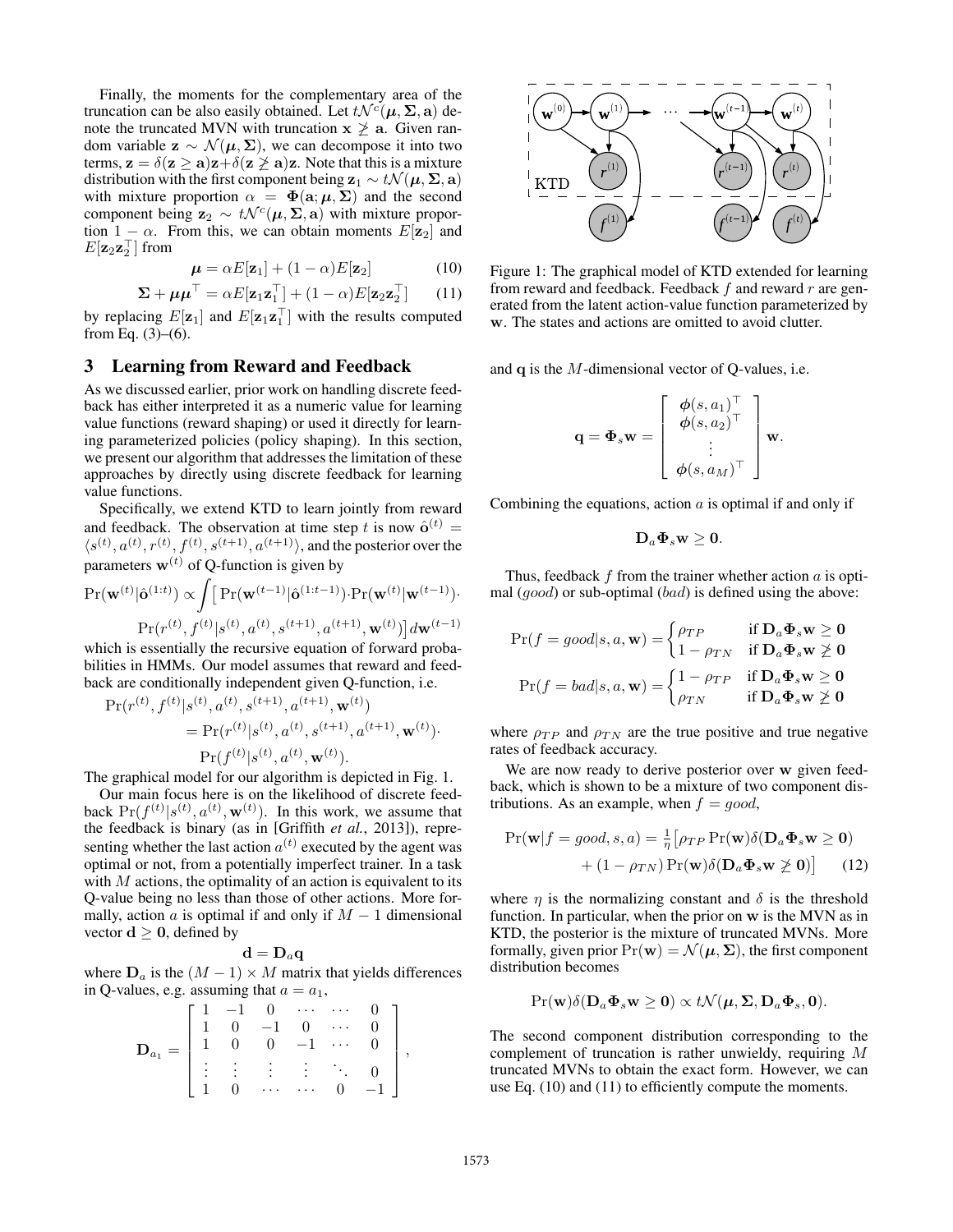Finally, the moments for the complementary area of the truncation can be also easily obtained. Let $t\mathcal{N}^c(\boldsymbol{\mu}, \boldsymbol{\Sigma}, \mathbf{a})$ denote the truncated MVN with truncation $\mathbf{x} \ngeq \mathbf{a}$. Given random variable $\mathbf{z} \sim \mathcal{N}(\boldsymbol{\mu}, \boldsymbol{\Sigma})$, we can decompose it into two terms, $\mathbf{z} = \delta(\mathbf{z} \geq \mathbf{a})\mathbf{z} + \delta(\mathbf{z} \ngeq \mathbf{a})\mathbf{z}$. Note that this is a mixture distribution with the first component being $\mathbf{z}_1 \sim t\mathcal{N}(\boldsymbol{\mu}, \boldsymbol{\Sigma}, \mathbf{a})$ with mixture proportion $\alpha = \boldsymbol{\Phi}(\mathbf{a}; \boldsymbol{\mu}, \boldsymbol{\Sigma})$ and the second component being $\mathbf{z}_2 \sim t\mathcal{N}^c(\boldsymbol{\mu}, \boldsymbol{\Sigma}, \mathbf{a})$ with mixture proportion $1 - \alpha$. From this, we can obtain moments $E[\mathbf{z}_2]$ and $E[\mathbf{z}_2\mathbf{z}_2^\top]$ from

$$\boldsymbol{\mu} = \alpha E[\mathbf{z}_1] + (1 - \alpha) E[\mathbf{z}_2] \tag{10}$$

$$\boldsymbol{\Sigma} + \boldsymbol{\mu}\boldsymbol{\mu}^\top = \alpha E[\mathbf{z}_1\mathbf{z}_1^\top] + (1 - \alpha) E[\mathbf{z}_2\mathbf{z}_2^\top] \tag{11}$$

by replacing $E[\mathbf{z}_1]$ and $E[\mathbf{z}_1\mathbf{z}_1^\top]$ with the results computed from Eq. (3)–(6).

## 3 Learning from Reward and Feedback

As we discussed earlier, prior work on handling discrete feedback has either interpreted it as a numeric value for learning value functions (reward shaping) or used it directly for learning parameterized policies (policy shaping). In this section, we present our algorithm that addresses the limitation of these approaches by directly using discrete feedback for learning value functions.

Specifically, we extend KTD to learn jointly from reward and feedback. The observation at time step $t$ is now $\hat{\mathbf{o}}^{(t)} = \langle s^{(t)}, a^{(t)}, r^{(t)}, f^{(t)}, s^{(t+1)}, a^{(t+1)} \rangle$, and the posterior over the parameters $\mathbf{w}^{(t)}$ of Q-function is given by

$$\Pr(\mathbf{w}^{(t)}|\hat{\mathbf{o}}^{(1:t)}) \propto \int \big[ \Pr(\mathbf{w}^{(t-1)}|\hat{\mathbf{o}}^{(1:t-1)}) \cdot \Pr(\mathbf{w}^{(t)}|\mathbf{w}^{(t-1)}) \cdot \Pr(r^{(t)}, f^{(t)}|s^{(t)}, a^{(t)}, s^{(t+1)}, a^{(t+1)}, \mathbf{w}^{(t)}) \big] d\mathbf{w}^{(t-1)}$$

which is essentially the recursive equation of forward probabilities in HMMs. Our model assumes that reward and feedback are conditionally independent given Q-function, i.e.

$$\begin{aligned}\Pr(r^{(t)}, f^{(t)}|s^{(t)}, a^{(t)}, s^{(t+1)}, a^{(t+1)}, \mathbf{w}^{(t)}) &= \Pr(r^{(t)}|s^{(t)}, a^{(t)}, s^{(t+1)}, a^{(t+1)}, \mathbf{w}^{(t)}) \cdot \\ &\quad \Pr(f^{(t)}|s^{(t)}, a^{(t)}, \mathbf{w}^{(t)}).\end{aligned}$$

The graphical model for our algorithm is depicted in Fig. 1.

Our main focus here is on the likelihood of discrete feedback $\Pr(f^{(t)}|s^{(t)}, a^{(t)}, \mathbf{w}^{(t)})$. In this work, we assume that the feedback is binary (as in [Griffith *et al.*, 2013]), representing whether the last action $a^{(t)}$ executed by the agent was optimal or not, from a potentially imperfect trainer. In a task with $M$ actions, the optimality of an action is equivalent to its Q-value being no less than those of other actions. More formally, action $a$ is optimal if and only if $M - 1$ dimensional vector $\mathbf{d} \geq \mathbf{0}$, defined by

$$\mathbf{d} = \mathbf{D}_a \mathbf{q}$$

where $\mathbf{D}_a$ is the $(M-1) \times M$ matrix that yields differences in Q-values, e.g. assuming that $a = a_1$,

$$\mathbf{D}_{a_1} = \begin{bmatrix} 1 & -1 & 0 & \cdots & \cdots & 0 \\ 1 & 0 & -1 & 0 & \cdots & 0 \\ 1 & 0 & 0 & -1 & \cdots & 0 \\ \vdots & \vdots & \vdots & \vdots & \ddots & 0 \\ 1 & 0 & \cdots & \cdots & 0 & -1 \end{bmatrix},$$

Figure 1: The graphical model of KTD extended for learning from reward and feedback. Feedback $f$ and reward $r$ are generated from the latent action-value function parameterized by $\mathbf{w}$. The states and actions are omitted to avoid clutter.

and $\mathbf{q}$ is the $M$-dimensional vector of Q-values, i.e.

$$\mathbf{q} = \boldsymbol{\Phi}_s \mathbf{w} = \begin{bmatrix} \boldsymbol{\phi}(s, a_1)^\top \\ \boldsymbol{\phi}(s, a_2)^\top \\ \vdots \\ \boldsymbol{\phi}(s, a_M)^\top \end{bmatrix} \mathbf{w}.$$

Combining the equations, action $a$ is optimal if and only if

$$\mathbf{D}_a \boldsymbol{\Phi}_s \mathbf{w} \geq \mathbf{0}.$$

Thus, feedback $f$ from the trainer whether action $a$ is optimal (*good*) or sub-optimal (*bad*) is defined using the above:

$$\Pr(f = good|s, a, \mathbf{w}) = \begin{cases} \rho_{TP} & \text{if } \mathbf{D}_a \boldsymbol{\Phi}_s \mathbf{w} \geq \mathbf{0} \\ 1 - \rho_{TN} & \text{if } \mathbf{D}_a \boldsymbol{\Phi}_s \mathbf{w} \ngeq \mathbf{0} \end{cases}$$

$$\Pr(f = bad|s, a, \mathbf{w}) = \begin{cases} 1 - \rho_{TP} & \text{if } \mathbf{D}_a \boldsymbol{\Phi}_s \mathbf{w} \geq \mathbf{0} \\ \rho_{TN} & \text{if } \mathbf{D}_a \boldsymbol{\Phi}_s \mathbf{w} \ngeq \mathbf{0} \end{cases}$$

where $\rho_{TP}$ and $\rho_{TN}$ are the true positive and true negative rates of feedback accuracy.

We are now ready to derive posterior over $\mathbf{w}$ given feedback, which is shown to be a mixture of two component distributions. As an example, when $f = good$,

$$\begin{aligned}\Pr(\mathbf{w}|f = good, s, a) = \tfrac{1}{\eta} \big[ &\rho_{TP} \Pr(\mathbf{w}) \delta(\mathbf{D}_a \boldsymbol{\Phi}_s \mathbf{w} \geq \mathbf{0}) \\ &+ (1 - \rho_{TN}) \Pr(\mathbf{w}) \delta(\mathbf{D}_a \boldsymbol{\Phi}_s \mathbf{w} \ngeq \mathbf{0}) \big]\end{aligned} \tag{12}$$

where $\eta$ is the normalizing constant and $\delta$ is the threshold function. In particular, when the prior on $\mathbf{w}$ is the MVN as in KTD, the posterior is the mixture of truncated MVNs. More formally, given prior $\Pr(\mathbf{w}) = \mathcal{N}(\boldsymbol{\mu}, \boldsymbol{\Sigma})$, the first component distribution becomes

$$\Pr(\mathbf{w}) \delta(\mathbf{D}_a \boldsymbol{\Phi}_s \mathbf{w} \geq \mathbf{0}) \propto t\mathcal{N}(\boldsymbol{\mu}, \boldsymbol{\Sigma}, \mathbf{D}_a \boldsymbol{\Phi}_s, \mathbf{0}).$$

The second component distribution corresponding to the complement of truncation is rather unwieldy, requiring $M$ truncated MVNs to obtain the exact form. However, we can use Eq. (10) and (11) to efficiently compute the moments.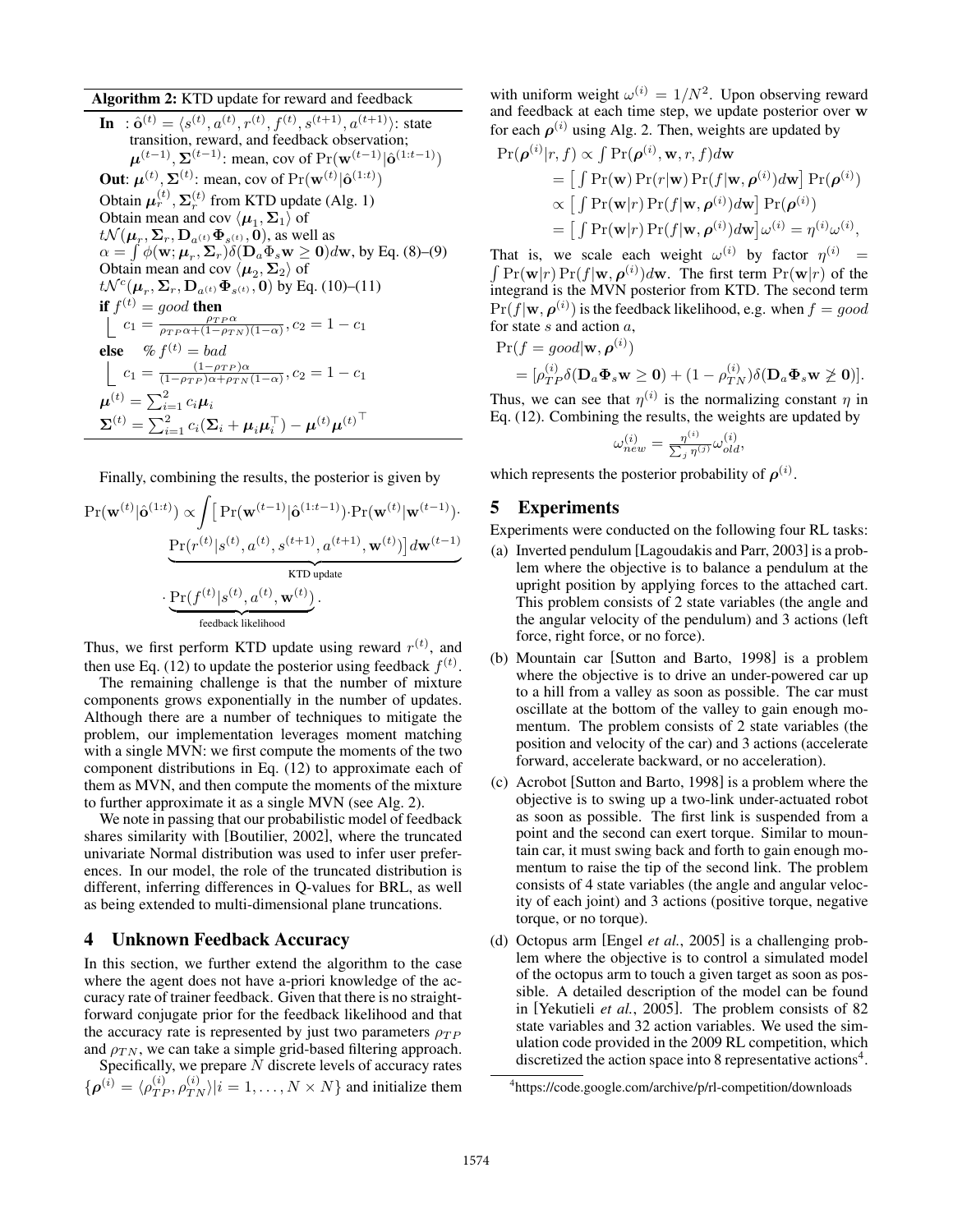**Algorithm 2:** KTD update for reward and feedback

**In** : $\hat{\mathbf{o}}^{(t)} = \langle s^{(t)}, a^{(t)}, r^{(t)}, f^{(t)}, s^{(t+1)}, a^{(t+1)} \rangle$: state transition, reward, and feedback observation; $\boldsymbol{\mu}^{(t-1)}, \boldsymbol{\Sigma}^{(t-1)}$: mean, cov of $\Pr(\mathbf{w}^{(t-1)}|\hat{\mathbf{o}}^{(1:t-1)})$

**Out**: $\boldsymbol{\mu}^{(t)}, \boldsymbol{\Sigma}^{(t)}$: mean, cov of $\Pr(\mathbf{w}^{(t)}|\hat{\mathbf{o}}^{(1:t)})$

Obtain $\boldsymbol{\mu}_r^{(t)}, \boldsymbol{\Sigma}_r^{(t)}$ from KTD update (Alg. 1)

Obtain mean and cov $\langle \boldsymbol{\mu}_1, \boldsymbol{\Sigma}_1 \rangle$ of $t\mathcal{N}(\boldsymbol{\mu}_r, \boldsymbol{\Sigma}_r, \mathbf{D}_{a^{(t)}} \boldsymbol{\Phi}_{s^{(t)}}, \mathbf{0})$, as well as $\alpha = \int \phi(\mathbf{w}; \boldsymbol{\mu}_r, \boldsymbol{\Sigma}_r) \delta(\mathbf{D}_a \Phi_s \mathbf{w} \geq \mathbf{0}) d\mathbf{w}$, by Eq. (8)–(9)

Obtain mean and cov $\langle \boldsymbol{\mu}_2, \boldsymbol{\Sigma}_2 \rangle$ of $t\mathcal{N}^c(\boldsymbol{\mu}_r, \boldsymbol{\Sigma}_r, \mathbf{D}_{a^{(t)}} \boldsymbol{\Phi}_{s^{(t)}}, \mathbf{0})$ by Eq. (10)–(11)

**if** $f^{(t)} = good$ **then**

  $c_1 = \frac{\rho_{TP}\alpha}{\rho_{TP}\alpha + (1-\rho_{TN})(1-\alpha)}, c_2 = 1 - c_1$

**else** % $f^{(t)} = bad$

  $c_1 = \frac{(1-\rho_{TP})\alpha}{(1-\rho_{TP})\alpha + \rho_{TN}(1-\alpha)}, c_2 = 1 - c_1$

$\boldsymbol{\mu}^{(t)} = \sum_{i=1}^{2} c_i \boldsymbol{\mu}_i$

$\boldsymbol{\Sigma}^{(t)} = \sum_{i=1}^{2} c_i (\boldsymbol{\Sigma}_i + \boldsymbol{\mu}_i \boldsymbol{\mu}_i^\top) - \boldsymbol{\mu}^{(t)} {\boldsymbol{\mu}^{(t)}}^\top$

Finally, combining the results, the posterior is given by

$$\Pr(\mathbf{w}^{(t)}|\hat{\mathbf{o}}^{(1:t)}) \propto \underbrace{\int \big[ \Pr(\mathbf{w}^{(t-1)}|\hat{\mathbf{o}}^{(1:t-1)}) \cdot \Pr(\mathbf{w}^{(t)}|\mathbf{w}^{(t-1)}) \cdot \Pr(r^{(t)}|s^{(t)}, a^{(t)}, s^{(t+1)}, a^{(t+1)}, \mathbf{w}^{(t)}) \big] d\mathbf{w}^{(t-1)}}_{\text{KTD update}} \cdot \underbrace{\Pr(f^{(t)}|s^{(t)}, a^{(t)}, \mathbf{w}^{(t)})}_{\text{feedback likelihood}}.$$

Thus, we first perform KTD update using reward $r^{(t)}$, and then use Eq. (12) to update the posterior using feedback $f^{(t)}$.

The remaining challenge is that the number of mixture components grows exponentially in the number of updates. Although there are a number of techniques to mitigate the problem, our implementation leverages moment matching with a single MVN: we first compute the moments of the two component distributions in Eq. (12) to approximate each of them as MVN, and then compute the moments of the mixture to further approximate it as a single MVN (see Alg. 2).

We note in passing that our probabilistic model of feedback shares similarity with [Boutilier, 2002], where the truncated univariate Normal distribution was used to infer user preferences. In our model, the role of the truncated distribution is different, inferring differences in Q-values for BRL, as well as being extended to multi-dimensional plane truncations.

## 4 Unknown Feedback Accuracy

In this section, we further extend the algorithm to the case where the agent does not have a-priori knowledge of the accuracy rate of trainer feedback. Given that there is no straightforward conjugate prior for the feedback likelihood and that the accuracy rate is represented by just two parameters $\rho_{TP}$ and $\rho_{TN}$, we can take a simple grid-based filtering approach.

Specifically, we prepare $N$ discrete levels of accuracy rates $\{\boldsymbol{\rho}^{(i)} = \langle \rho_{TP}^{(i)}, \rho_{TN}^{(i)} \rangle | i = 1, \ldots, N \times N\}$ and initialize them with uniform weight $\omega^{(i)} = 1/N^2$. Upon observing reward and feedback at each time step, we update posterior over $\mathbf{w}$ for each $\boldsymbol{\rho}^{(i)}$ using Alg. 2. Then, weights are updated by

$$\begin{aligned}
\Pr(\boldsymbol{\rho}^{(i)}|r, f) &\propto \int \Pr(\boldsymbol{\rho}^{(i)}, \mathbf{w}, r, f) d\mathbf{w} \\
&= \left[ \int \Pr(\mathbf{w}) \Pr(r|\mathbf{w}) \Pr(f|\mathbf{w}, \boldsymbol{\rho}^{(i)}) d\mathbf{w} \right] \Pr(\boldsymbol{\rho}^{(i)}) \\
&\propto \left[ \int \Pr(\mathbf{w}|r) \Pr(f|\mathbf{w}, \boldsymbol{\rho}^{(i)}) d\mathbf{w} \right] \Pr(\boldsymbol{\rho}^{(i)}) \\
&= \left[ \int \Pr(\mathbf{w}|r) \Pr(f|\mathbf{w}, \boldsymbol{\rho}^{(i)}) d\mathbf{w} \right] \omega^{(i)} = \eta^{(i)} \omega^{(i)},
\end{aligned}$$

That is, we scale each weight $\omega^{(i)}$ by factor $\eta^{(i)} = \int \Pr(\mathbf{w}|r) \Pr(f|\mathbf{w}, \boldsymbol{\rho}^{(i)}) d\mathbf{w}$. The first term $\Pr(\mathbf{w}|r)$ of the integrand is the MVN posterior from KTD. The second term $\Pr(f|\mathbf{w}, \boldsymbol{\rho}^{(i)})$ is the feedback likelihood, e.g. when $f = good$ for state $s$ and action $a$,

$$\begin{aligned}
&\Pr(f = good|\mathbf{w}, \boldsymbol{\rho}^{(i)}) \\
&= [\rho_{TP}^{(i)} \delta(\mathbf{D}_a \boldsymbol{\Phi}_s \mathbf{w} \geq \mathbf{0}) + (1 - \rho_{TN}^{(i)}) \delta(\mathbf{D}_a \boldsymbol{\Phi}_s \mathbf{w} \ngeq \mathbf{0})].
\end{aligned}$$

Thus, we can see that $\eta^{(i)}$ is the normalizing constant $\eta$ in Eq. (12). Combining the results, the weights are updated by

$$\omega_{new}^{(i)} = \frac{\eta^{(i)}}{\sum_j \eta^{(j)}} \omega_{old}^{(i)},$$

which represents the posterior probability of $\boldsymbol{\rho}^{(i)}$.

## 5 Experiments

Experiments were conducted on the following four RL tasks:

(a) Inverted pendulum [Lagoudakis and Parr, 2003] is a problem where the objective is to balance a pendulum at the upright position by applying forces to the attached cart. This problem consists of 2 state variables (the angle and the angular velocity of the pendulum) and 3 actions (left force, right force, or no force).

(b) Mountain car [Sutton and Barto, 1998] is a problem where the objective is to drive an under-powered car up to a hill from a valley as soon as possible. The car must oscillate at the bottom of the valley to gain enough momentum. The problem consists of 2 state variables (the position and velocity of the car) and 3 actions (accelerate forward, accelerate backward, or no acceleration).

(c) Acrobot [Sutton and Barto, 1998] is a problem where the objective is to swing up a two-link under-actuated robot as soon as possible. The first link is suspended from a point and the second can exert torque. Similar to mountain car, it must swing back and forth to gain enough momentum to raise the tip of the second link. The problem consists of 4 state variables (the angle and angular velocity of each joint) and 3 actions (positive torque, negative torque, or no torque).

(d) Octopus arm [Engel *et al.*, 2005] is a challenging problem where the objective is to control a simulated model of the octopus arm to touch a given target as soon as possible. A detailed description of the model can be found in [Yekutieli *et al.*, 2005]. The problem consists of 82 state variables and 32 action variables. We used the simulation code provided in the 2009 RL competition, which discretized the action space into 8 representative actions[4].

[4] https://code.google.com/archive/p/rl-competition/downloads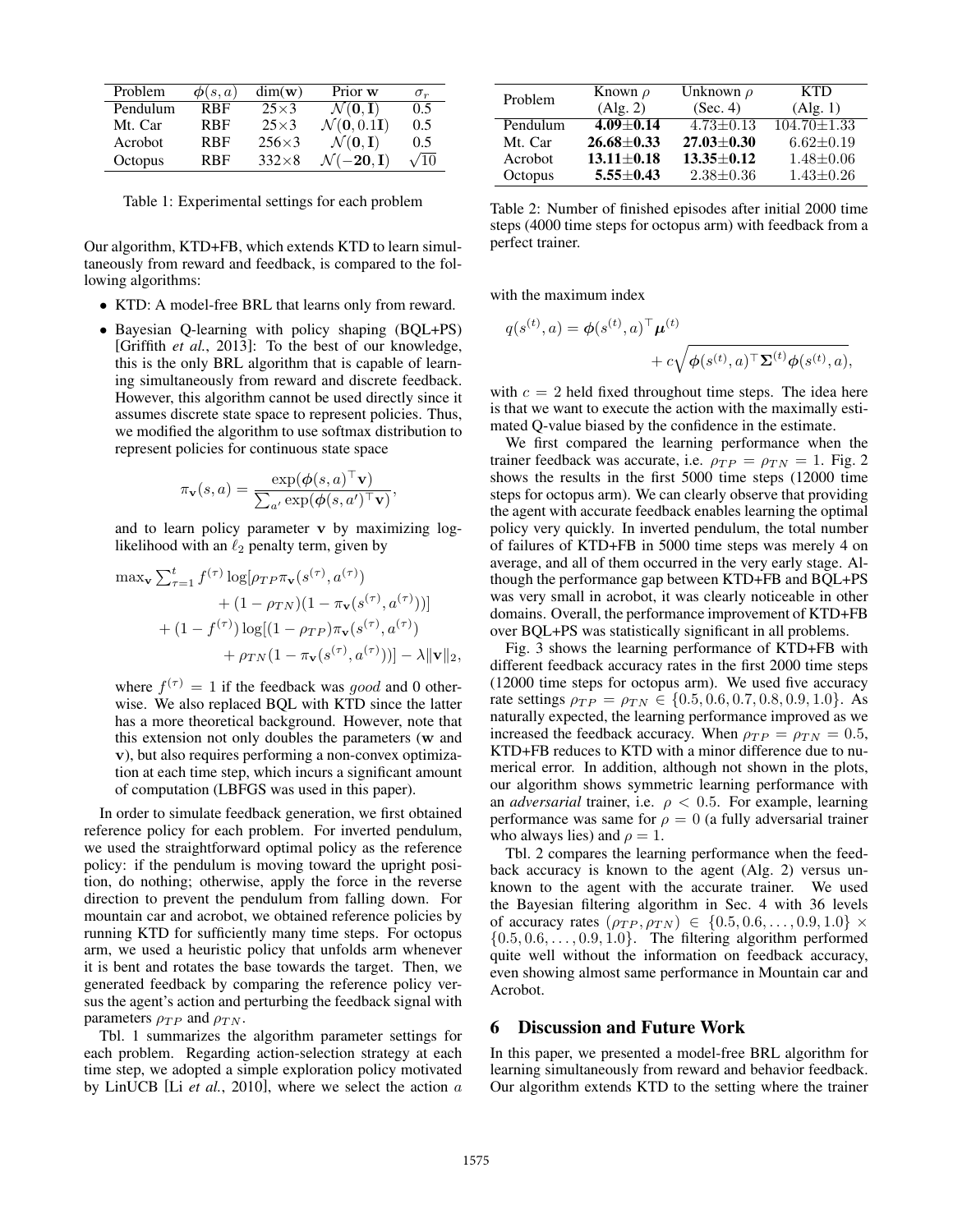| Problem | $\phi(s,a)$ | dim(w) | Prior w | $\sigma_r$ |
|---|---|---|---|---|
| Pendulum | RBF | 25×3 | $\mathcal{N}(\mathbf{0},\mathbf{I})$ | 0.5 |
| Mt. Car | RBF | 25×3 | $\mathcal{N}(\mathbf{0},0.1\mathbf{I})$ | 0.5 |
| Acrobot | RBF | 256×3 | $\mathcal{N}(\mathbf{0},\mathbf{I})$ | 0.5 |
| Octopus | RBF | 332×8 | $\mathcal{N}(-\mathbf{20},\mathbf{I})$ | $\sqrt{10}$ |

Table 1: Experimental settings for each problem

Our algorithm, KTD+FB, which extends KTD to learn simultaneously from reward and feedback, is compared to the following algorithms:

- KTD: A model-free BRL that learns only from reward.
- Bayesian Q-learning with policy shaping (BQL+PS) [Griffith *et al.*, 2013]: To the best of our knowledge, this is the only BRL algorithm that is capable of learning simultaneously from reward and discrete feedback. However, this algorithm cannot be used directly since it assumes discrete state space to represent policies. Thus, we modified the algorithm to use softmax distribution to represent policies for continuous state space

$$\pi_{\mathbf{v}}(s,a) = \frac{\exp(\boldsymbol{\phi}(s,a)^\top \mathbf{v})}{\sum_{a'} \exp(\boldsymbol{\phi}(s,a')^\top \mathbf{v})},$$

and to learn policy parameter $\mathbf{v}$ by maximizing log-likelihood with an $\ell_2$ penalty term, given by

$$\begin{aligned}\max_{\mathbf{v}} \textstyle\sum_{\tau=1}^{t} f^{(\tau)} \log[&\rho_{TP}\pi_{\mathbf{v}}(s^{(\tau)},a^{(\tau)}) \\ &+ (1-\rho_{TN})(1-\pi_{\mathbf{v}}(s^{(\tau)},a^{(\tau)}))] \\ + (1-f^{(\tau)}) \log[&(1-\rho_{TP})\pi_{\mathbf{v}}(s^{(\tau)},a^{(\tau)}) \\ &+ \rho_{TN}(1-\pi_{\mathbf{v}}(s^{(\tau)},a^{(\tau)}))] - \lambda\|\mathbf{v}\|_2,\end{aligned}$$

where $f^{(\tau)} = 1$ if the feedback was *good* and 0 otherwise. We also replaced BQL with KTD since the latter has a more theoretical background. However, note that this extension not only doubles the parameters ($\mathbf{w}$ and $\mathbf{v}$), but also requires performing a non-convex optimization at each time step, which incurs a significant amount of computation (LBFGS was used in this paper).

In order to simulate feedback generation, we first obtained reference policy for each problem. For inverted pendulum, we used the straightforward optimal policy as the reference policy: if the pendulum is moving toward the upright position, do nothing; otherwise, apply the force in the reverse direction to prevent the pendulum from falling down. For mountain car and acrobot, we obtained reference policies by running KTD for sufficiently many time steps. For octopus arm, we used a heuristic policy that unfolds arm whenever it is bent and rotates the base towards the target. Then, we generated feedback by comparing the reference policy versus the agent's action and perturbing the feedback signal with parameters $\rho_{TP}$ and $\rho_{TN}$.

Tbl. 1 summarizes the algorithm parameter settings for each problem. Regarding action-selection strategy at each time step, we adopted a simple exploration policy motivated by LinUCB [Li *et al.*, 2010], where we select the action $a$ with the maximum index

$$q(s^{(t)},a) = \boldsymbol{\phi}(s^{(t)},a)^\top \boldsymbol{\mu}^{(t)} + c\sqrt{\boldsymbol{\phi}(s^{(t)},a)^\top \boldsymbol{\Sigma}^{(t)} \boldsymbol{\phi}(s^{(t)},a)},$$

with $c = 2$ held fixed throughout time steps. The idea here is that we want to execute the action with the maximally estimated Q-value biased by the confidence in the estimate.

| Problem | Known $\rho$ (Alg. 2) | Unknown $\rho$ (Sec. 4) | KTD (Alg. 1) |
|---|---|---|---|
| Pendulum | **4.09±0.14** | 4.73±0.13 | 104.70±1.33 |
| Mt. Car | **26.68±0.33** | **27.03±0.30** | 6.62±0.19 |
| Acrobot | **13.11±0.18** | **13.35±0.12** | 1.48±0.06 |
| Octopus | **5.55±0.43** | 2.38±0.36 | 1.43±0.26 |

Table 2: Number of finished episodes after initial 2000 time steps (4000 time steps for octopus arm) with feedback from a perfect trainer.

We first compared the learning performance when the trainer feedback was accurate, i.e. $\rho_{TP} = \rho_{TN} = 1$. Fig. 2 shows the results in the first 5000 time steps (12000 time steps for octopus arm). We can clearly observe that providing the agent with accurate feedback enables learning the optimal policy very quickly. In inverted pendulum, the total number of failures of KTD+FB in 5000 time steps was merely 4 on average, and all of them occurred in the very early stage. Although the performance gap between KTD+FB and BQL+PS was very small in acrobot, it was clearly noticeable in other domains. Overall, the performance improvement of KTD+FB over BQL+PS was statistically significant in all problems.

Fig. 3 shows the learning performance of KTD+FB with different feedback accuracy rates in the first 2000 time steps (12000 time steps for octopus arm). We used five accuracy rate settings $\rho_{TP} = \rho_{TN} \in \{0.5, 0.6, 0.7, 0.8, 0.9, 1.0\}$. As naturally expected, the learning performance improved as we increased the feedback accuracy. When $\rho_{TP} = \rho_{TN} = 0.5$, KTD+FB reduces to KTD with a minor difference due to numerical error. In addition, although not shown in the plots, our algorithm shows symmetric learning performance with an *adversarial* trainer, i.e. $\rho < 0.5$. For example, learning performance was same for $\rho = 0$ (a fully adversarial trainer who always lies) and $\rho = 1$.

Tbl. 2 compares the learning performance when the feedback accuracy is known to the agent (Alg. 2) versus unknown to the agent with the accurate trainer. We used the Bayesian filtering algorithm in Sec. 4 with 36 levels of accuracy rates $(\rho_{TP}, \rho_{TN}) \in \{0.5, 0.6, \ldots, 0.9, 1.0\} \times \{0.5, 0.6, \ldots, 0.9, 1.0\}$. The filtering algorithm performed quite well without the information on feedback accuracy, even showing almost same performance in Mountain car and Acrobot.

## 6 Discussion and Future Work

In this paper, we presented a model-free BRL algorithm for learning simultaneously from reward and behavior feedback. Our algorithm extends KTD to the setting where the trainer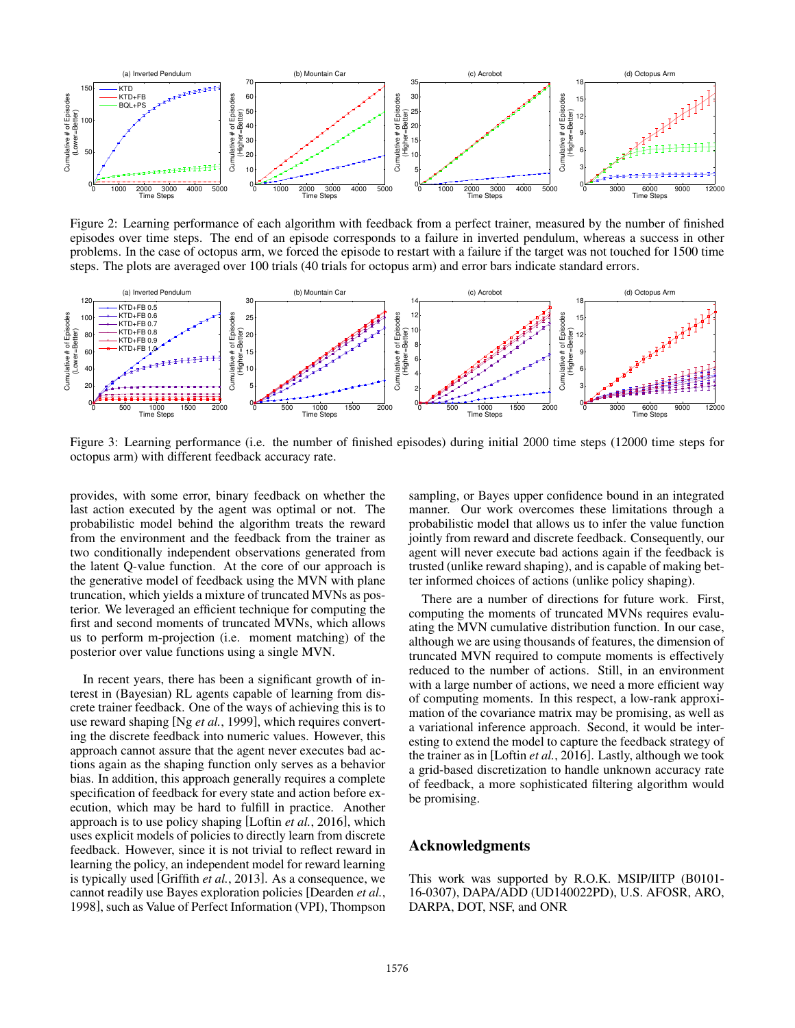Figure 2: Learning performance of each algorithm with feedback from a perfect trainer, measured by the number of finished episodes over time steps. The end of an episode corresponds to a failure in inverted pendulum, whereas a success in other problems. In the case of octopus arm, we forced the episode to restart with a failure if the target was not touched for 1500 time steps. The plots are averaged over 100 trials (40 trials for octopus arm) and error bars indicate standard errors.

Figure 3: Learning performance (i.e. the number of finished episodes) during initial 2000 time steps (12000 time steps for octopus arm) with different feedback accuracy rate.

provides, with some error, binary feedback on whether the last action executed by the agent was optimal or not. The probabilistic model behind the algorithm treats the reward from the environment and the feedback from the trainer as two conditionally independent observations generated from the latent Q-value function. At the core of our approach is the generative model of feedback using the MVN with plane truncation, which yields a mixture of truncated MVNs as posterior. We leveraged an efficient technique for computing the first and second moments of truncated MVNs, which allows us to perform m-projection (i.e. moment matching) of the posterior over value functions using a single MVN.

In recent years, there has been a significant growth of interest in (Bayesian) RL agents capable of learning from discrete trainer feedback. One of the ways of achieving this is to use reward shaping [Ng *et al.*, 1999], which requires converting the discrete feedback into numeric values. However, this approach cannot assure that the agent never executes bad actions again as the shaping function only serves as a behavior bias. In addition, this approach generally requires a complete specification of feedback for every state and action before execution, which may be hard to fulfill in practice. Another approach is to use policy shaping [Loftin *et al.*, 2016], which uses explicit models of policies to directly learn from discrete feedback. However, since it is not trivial to reflect reward in learning the policy, an independent model for reward learning is typically used [Griffith *et al.*, 2013]. As a consequence, we cannot readily use Bayes exploration policies [Dearden *et al.*, 1998], such as Value of Perfect Information (VPI), Thompson sampling, or Bayes upper confidence bound in an integrated manner. Our work overcomes these limitations through a probabilistic model that allows us to infer the value function jointly from reward and discrete feedback. Consequently, our agent will never execute bad actions again if the feedback is trusted (unlike reward shaping), and is capable of making better informed choices of actions (unlike policy shaping).

There are a number of directions for future work. First, computing the moments of truncated MVNs requires evaluating the MVN cumulative distribution function. In our case, although we are using thousands of features, the dimension of truncated MVN required to compute moments is effectively reduced to the number of actions. Still, in an environment with a large number of actions, we need a more efficient way of computing moments. In this respect, a low-rank approximation of the covariance matrix may be promising, as well as a variational inference approach. Second, it would be interesting to extend the model to capture the feedback strategy of the trainer as in [Loftin *et al.*, 2016]. Lastly, although we took a grid-based discretization to handle unknown accuracy rate of feedback, a more sophisticated filtering algorithm would be promising.

## Acknowledgments

This work was supported by R.O.K. MSIP/IITP (B0101-16-0307), DAPA/ADD (UD140022PD), U.S. AFOSR, ARO, DARPA, DOT, NSF, and ONR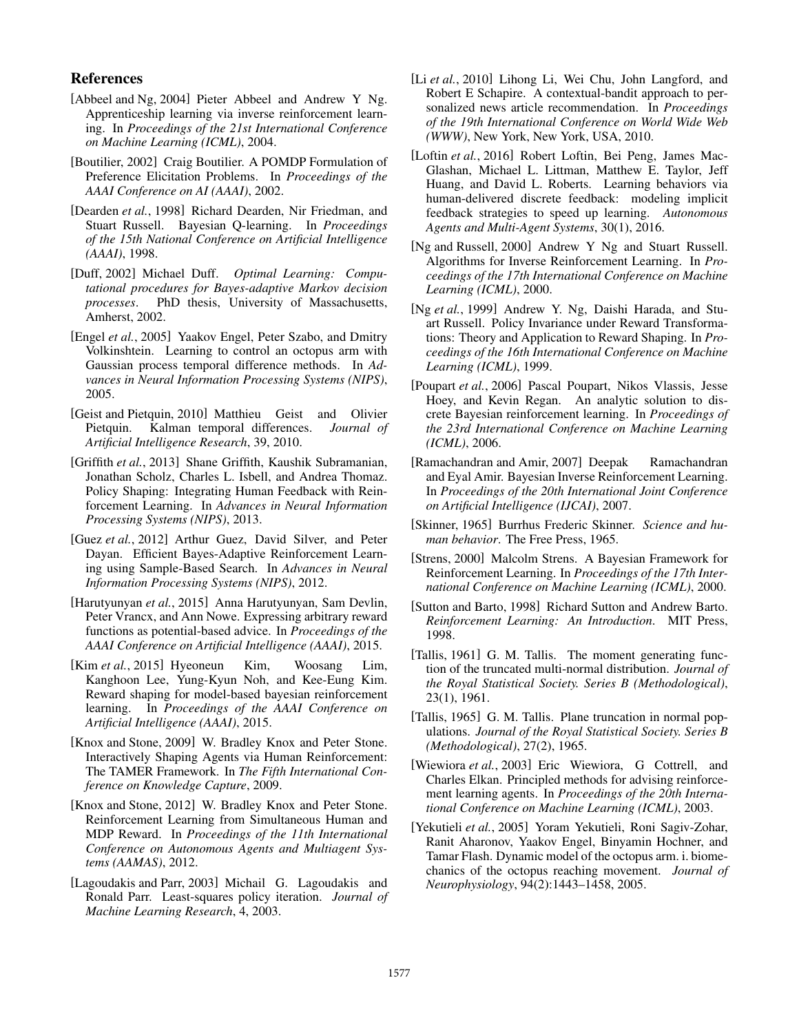## References

[Abbeel and Ng, 2004] Pieter Abbeel and Andrew Y Ng. Apprenticeship learning via inverse reinforcement learning. In *Proceedings of the 21st International Conference on Machine Learning (ICML)*, 2004.

[Boutilier, 2002] Craig Boutilier. A POMDP Formulation of Preference Elicitation Problems. In *Proceedings of the AAAI Conference on AI (AAAI)*, 2002.

[Dearden *et al.*, 1998] Richard Dearden, Nir Friedman, and Stuart Russell. Bayesian Q-learning. In *Proceedings of the 15th National Conference on Artificial Intelligence (AAAI)*, 1998.

[Duff, 2002] Michael Duff. *Optimal Learning: Computational procedures for Bayes-adaptive Markov decision processes*. PhD thesis, University of Massachusetts, Amherst, 2002.

[Engel *et al.*, 2005] Yaakov Engel, Peter Szabo, and Dmitry Volkinshtein. Learning to control an octopus arm with Gaussian process temporal difference methods. In *Advances in Neural Information Processing Systems (NIPS)*, 2005.

[Geist and Pietquin, 2010] Matthieu Geist and Olivier Pietquin. Kalman temporal differences. *Journal of Artificial Intelligence Research*, 39, 2010.

[Griffith *et al.*, 2013] Shane Griffith, Kaushik Subramanian, Jonathan Scholz, Charles L. Isbell, and Andrea Thomaz. Policy Shaping: Integrating Human Feedback with Reinforcement Learning. In *Advances in Neural Information Processing Systems (NIPS)*, 2013.

[Guez *et al.*, 2012] Arthur Guez, David Silver, and Peter Dayan. Efficient Bayes-Adaptive Reinforcement Learning using Sample-Based Search. In *Advances in Neural Information Processing Systems (NIPS)*, 2012.

[Harutyunyan *et al.*, 2015] Anna Harutyunyan, Sam Devlin, Peter Vrancx, and Ann Nowe. Expressing arbitrary reward functions as potential-based advice. In *Proceedings of the AAAI Conference on Artificial Intelligence (AAAI)*, 2015.

[Kim *et al.*, 2015] Hyeoneun Kim, Woosang Lim, Kanghoon Lee, Yung-Kyun Noh, and Kee-Eung Kim. Reward shaping for model-based bayesian reinforcement learning. In *Proceedings of the AAAI Conference on Artificial Intelligence (AAAI)*, 2015.

[Knox and Stone, 2009] W. Bradley Knox and Peter Stone. Interactively Shaping Agents via Human Reinforcement: The TAMER Framework. In *The Fifth International Conference on Knowledge Capture*, 2009.

[Knox and Stone, 2012] W. Bradley Knox and Peter Stone. Reinforcement Learning from Simultaneous Human and MDP Reward. In *Proceedings of the 11th International Conference on Autonomous Agents and Multiagent Systems (AAMAS)*, 2012.

[Lagoudakis and Parr, 2003] Michail G. Lagoudakis and Ronald Parr. Least-squares policy iteration. *Journal of Machine Learning Research*, 4, 2003.

[Li *et al.*, 2010] Lihong Li, Wei Chu, John Langford, and Robert E Schapire. A contextual-bandit approach to personalized news article recommendation. In *Proceedings of the 19th International Conference on World Wide Web (WWW)*, New York, New York, USA, 2010.

[Loftin *et al.*, 2016] Robert Loftin, Bei Peng, James MacGlashan, Michael L. Littman, Matthew E. Taylor, Jeff Huang, and David L. Roberts. Learning behaviors via human-delivered discrete feedback: modeling implicit feedback strategies to speed up learning. *Autonomous Agents and Multi-Agent Systems*, 30(1), 2016.

[Ng and Russell, 2000] Andrew Y Ng and Stuart Russell. Algorithms for Inverse Reinforcement Learning. In *Proceedings of the 17th International Conference on Machine Learning (ICML)*, 2000.

[Ng *et al.*, 1999] Andrew Y. Ng, Daishi Harada, and Stuart Russell. Policy Invariance under Reward Transformations: Theory and Application to Reward Shaping. In *Proceedings of the 16th International Conference on Machine Learning (ICML)*, 1999.

[Poupart *et al.*, 2006] Pascal Poupart, Nikos Vlassis, Jesse Hoey, and Kevin Regan. An analytic solution to discrete Bayesian reinforcement learning. In *Proceedings of the 23rd International Conference on Machine Learning (ICML)*, 2006.

[Ramachandran and Amir, 2007] Deepak Ramachandran and Eyal Amir. Bayesian Inverse Reinforcement Learning. In *Proceedings of the 20th International Joint Conference on Artificial Intelligence (IJCAI)*, 2007.

[Skinner, 1965] Burrhus Frederic Skinner. *Science and human behavior*. The Free Press, 1965.

[Strens, 2000] Malcolm Strens. A Bayesian Framework for Reinforcement Learning. In *Proceedings of the 17th International Conference on Machine Learning (ICML)*, 2000.

[Sutton and Barto, 1998] Richard Sutton and Andrew Barto. *Reinforcement Learning: An Introduction*. MIT Press, 1998.

[Tallis, 1961] G. M. Tallis. The moment generating function of the truncated multi-normal distribution. *Journal of the Royal Statistical Society. Series B (Methodological)*, 23(1), 1961.

[Tallis, 1965] G. M. Tallis. Plane truncation in normal populations. *Journal of the Royal Statistical Society. Series B (Methodological)*, 27(2), 1965.

[Wiewiora *et al.*, 2003] Eric Wiewiora, G Cottrell, and Charles Elkan. Principled methods for advising reinforcement learning agents. In *Proceedings of the 20th International Conference on Machine Learning (ICML)*, 2003.

[Yekutieli *et al.*, 2005] Yoram Yekutieli, Roni Sagiv-Zohar, Ranit Aharonov, Yaakov Engel, Binyamin Hochner, and Tamar Flash. Dynamic model of the octopus arm. i. biomechanics of the octopus reaching movement. *Journal of Neurophysiology*, 94(2):1443–1458, 2005.